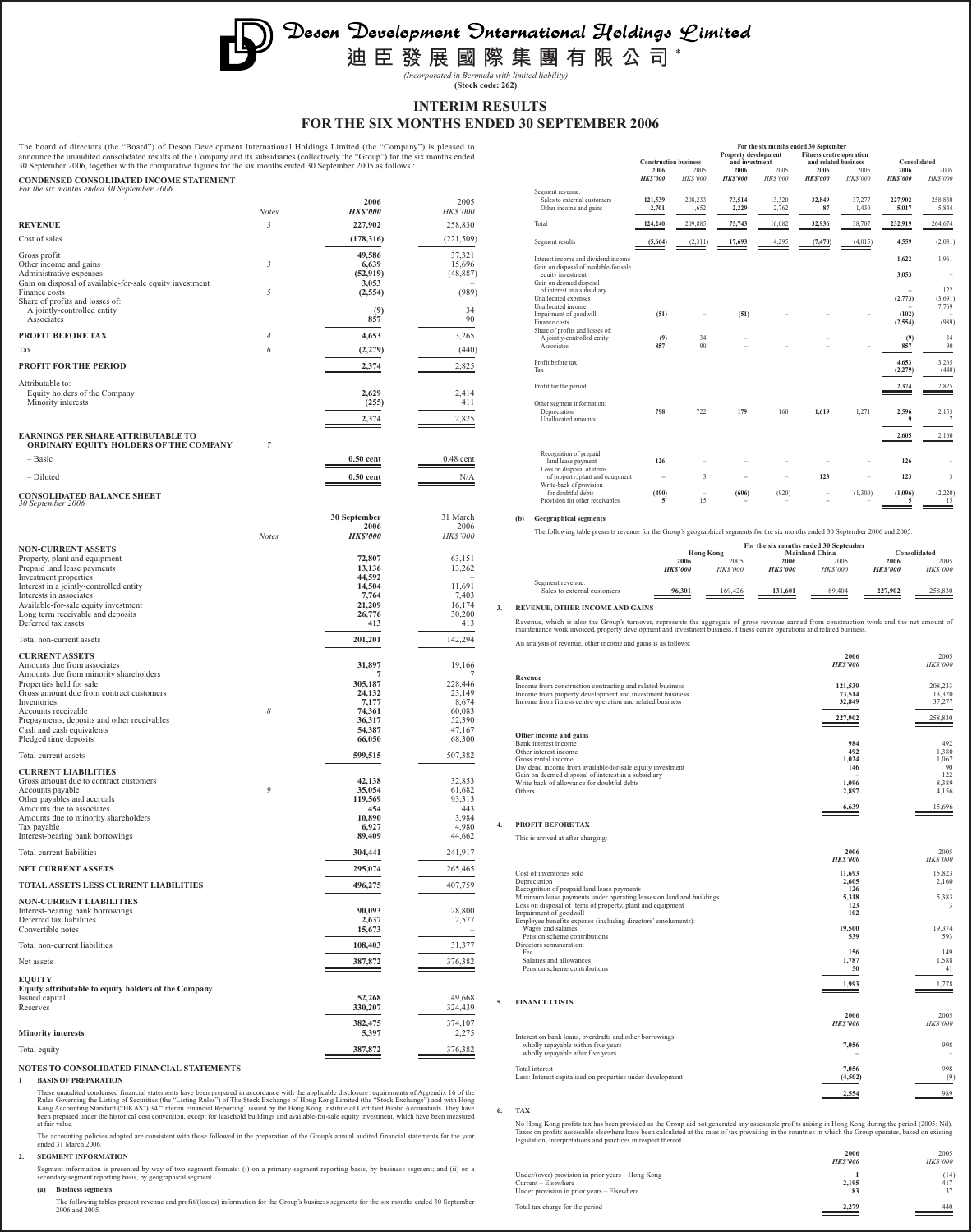# Deson Development International Holdings Limited

# 迪臣發展國際集團有限公司 *

*(Incorporated in Bermuda with limited liability)*

**(Stock code: 262)**

## INTERIM RESULTS
## FOR THE SIX MONTHS ENDED 30 SEPTEMBER 2006

The board of directors (the "Board") of Deson Development International Holdings Limited (the "Company") is pleased to announce the unaudited consolidated results of the Company and its subsidiaries (collectively the "Group") for the six months ended 30 September 2006, together with the comparative figures for the six months ended 30 September 2005 as follows :

**CONDENSED CONSOLIDATED INCOME STATEMENT**
*For the six months ended 30 September 2006*

| | Notes | 2006 HK$'000 | 2005 HK$'000 |
|---|---|---|---|
| **REVENUE** | 3 | 227,902 | 258,830 |
| Cost of sales | | (178,316) | (221,509) |
| Gross profit | | 49,586 | 37,321 |
| Other income and gains | 3 | 6,639 | 15,696 |
| Administrative expenses | | (52,919) | (48,887) |
| Gain on disposal of available-for-sale equity investment | | 3,053 | – |
| Finance costs | 5 | (2,554) | (989) |
| Share of profits and losses of: | | | |
| A jointly-controlled entity | | (9) | 34 |
| Associates | | 857 | 90 |
| **PROFIT BEFORE TAX** | 4 | 4,653 | 3,265 |
| Tax | 6 | (2,279) | (440) |
| **PROFIT FOR THE PERIOD** | | 2,374 | 2,825 |
| Attributable to: | | | |
| Equity holders of the Company | | 2,629 | 2,414 |
| Minority interests | | (255) | 411 |
| | | 2,374 | 2,825 |
| **EARNINGS PER SHARE ATTRIBUTABLE TO ORDINARY EQUITY HOLDERS OF THE COMPANY** | 7 | | |
| – Basic | | 0.50 cent | 0.48 cent |
| – Diluted | | 0.50 cent | N/A |

**CONSOLIDATED BALANCE SHEET**
*30 September 2006*

| | Notes | 30 September 2006 HK$'000 | 31 March 2006 HK$'000 |
|---|---|---|---|
| **NON-CURRENT ASSETS** | | | |
| Property, plant and equipment | | 72,807 | 63,151 |
| Prepaid land lease payments | | 13,136 | 13,262 |
| Investment properties | | 44,592 | – |
| Interest in a jointly-controlled entity | | 14,504 | 11,691 |
| Interests in associates | | 7,764 | 7,403 |
| Available-for-sale equity investment | | 21,209 | 16,174 |
| Long term receivable and deposits | | 26,776 | 30,200 |
| Deferred tax assets | | 413 | 413 |
| Total non-current assets | | 201,201 | 142,294 |
| **CURRENT ASSETS** | | | |
| Amounts due from associates | | 31,897 | 19,166 |
| Amounts due from minority shareholders | | 7 | 7 |
| Properties held for sale | | 305,187 | 228,446 |
| Gross amount due from contract customers | | 24,132 | 23,149 |
| Inventories | | 7,177 | 8,674 |
| Accounts receivable | 8 | 74,361 | 60,083 |
| Prepayments, deposits and other receivables | | 36,317 | 52,390 |
| Cash and cash equivalents | | 54,387 | 47,167 |
| Pledged time deposits | | 66,050 | 68,300 |
| Total current assets | | 599,515 | 507,382 |
| **CURRENT LIABILITIES** | | | |
| Gross amount due to contract customers | | 42,138 | 32,853 |
| Accounts payable | 9 | 35,054 | 61,682 |
| Other payables and accruals | | 119,569 | 93,313 |
| Amounts due to associates | | 454 | 443 |
| Amounts due to minority shareholders | | 10,890 | 3,984 |
| Tax payable | | 6,927 | 4,980 |
| Interest-bearing bank borrowings | | 89,409 | 44,662 |
| Total current liabilities | | 304,441 | 241,917 |
| **NET CURRENT ASSETS** | | 295,074 | 265,465 |
| **TOTAL ASSETS LESS CURRENT LIABILITIES** | | 496,275 | 407,759 |
| **NON-CURRENT LIABILITIES** | | | |
| Interest-bearing bank borrowings | | 90,093 | 28,800 |
| Deferred tax liabilities | | 2,637 | 2,577 |
| Convertible notes | | 15,673 | – |
| Total non-current liabilities | | 108,403 | 31,377 |
| Net assets | | 387,872 | 376,382 |
| **EQUITY** | | | |
| **Equity attributable to equity holders of the Company** | | | |
| Issued capital | | 52,268 | 49,668 |
| Reserves | | 330,207 | 324,439 |
| | | 382,475 | 374,107 |
| **Minority interests** | | 5,397 | 2,275 |
| Total equity | | 387,872 | 376,382 |

### NOTES TO CONSOLIDATED FINANCIAL STATEMENTS

**1 BASIS OF PREPARATION**

These unaudited condensed financial statements have been prepared in accordance with the applicable disclosure requirements of Appendix 16 of the Rules Governing the Listing of Securities (the "Listing Rules") of The Stock Exchange of Hong Kong Limited (the "Stock Exchange") and with Hong Kong Accounting Standard ("HKAS") 34 "Interim Financial Reporting" issued by the Hong Kong Institute of Certified Public Accountants. They have been prepared under the historical cost convention, except for leasehold buildings and available-for-sale equity investment, which have been measured at fair value.

The accounting policies adopted are consistent with those followed in the preparation of the Group's annual audited financial statements for the year ended 31 March 2006.

**2. SEGMENT INFORMATION**

Segment information is presented by way of two segment formats: (i) on a primary segment reporting basis, by business segment; and (ii) on a secondary segment reporting basis, by geographical segment.

**(a) Business segments**

The following tables present revenue and profit/(losses) information for the Group's business segments for the six months ended 30 September 2006 and 2005.

| For the six months ended 30 September | Construction business | | Property development and investment | | Fitness centre operation and related business | | Consolidated | |
|---|---|---|---|---|---|---|---|---|
| | 2006 HK$'000 | 2005 HK$'000 | 2006 HK$'000 | 2005 HK$'000 | 2006 HK$'000 | 2005 HK$'000 | 2006 HK$'000 | 2005 HK$'000 |
| Segment revenue: | | | | | | | | |
| Sales to external customers | 121,539 | 208,233 | 73,514 | 13,320 | 32,849 | 37,277 | 227,902 | 258,830 |
| Other income and gains | 2,701 | 1,652 | 2,229 | 2,762 | 87 | 1,430 | 5,017 | 5,844 |
| Total | 124,240 | 209,885 | 75,743 | 16,082 | 32,936 | 38,707 | 232,919 | 264,674 |
| Segment results | (5,664) | (2,311) | 17,693 | 4,295 | (7,470) | (4,015) | 4,559 | (2,031) |
| Interest income and dividend income | | | | | | | 1,622 | 1,961 |
| Gain on disposal of available-for-sale equity investment | | | | | | | 3,053 | – |
| Gain on deemed disposal of interest in a subsidiary | | | | | | | – | 122 |
| Unallocated expenses | | | | | | | (2,773) | (3,691) |
| Unallocated income | | | | | | | – | 7,769 |
| Impairment of goodwill | (51) | – | (51) | – | – | – | (102) | – |
| Finance costs | | | | | | | (2,554) | (989) |
| Share of profits and losses of: | | | | | | | | |
| A jointly-controlled entity | (9) | 34 | – | – | – | – | (9) | 34 |
| Associates | 857 | 90 | – | – | – | – | 857 | 90 |
| Profit before tax | | | | | | | 4,653 | 3,265 |
| Tax | | | | | | | (2,279) | (440) |
| Profit for the period | | | | | | | 2,374 | 2,825 |
| Other segment information: | | | | | | | | |
| Depreciation | 798 | 722 | 179 | 160 | 1,619 | 1,271 | 2,596 | 2,153 |
| Unallocated amounts | | | | | | | 9 | 7 |
| | | | | | | | 2,605 | 2,160 |
| Recognition of prepaid land lease payment | 126 | – | – | – | – | – | 126 | – |
| Loss on disposal of items of property, plant and equipment | – | 3 | – | – | 123 | – | 123 | 3 |
| Write-back of provision for doubtful debts | (490) | – | (606) | (920) | – | (1,300) | (1,096) | (2,220) |
| Provision for other receivables | 5 | 15 | – | – | – | – | 5 | 15 |

**(b) Geographical segments**

The following table presents revenue for the Group's geographical segments for the six months ended 30 September 2006 and 2005.

| For the six months ended 30 September | Hong Kong | | Mainland China | | Consolidated | |
|---|---|---|---|---|---|---|
| | 2006 HK$'000 | 2005 HK$'000 | 2006 HK$'000 | 2005 HK$'000 | 2006 HK$'000 | 2005 HK$'000 |
| Segment revenue: | | | | | | |
| Sales to external customers | 96,301 | 169,426 | 131,601 | 89,404 | 227,902 | 258,830 |

**3. REVENUE, OTHER INCOME AND GAINS**

Revenue, which is also the Group's turnover, represents the aggregate of gross revenue earned from construction work and the net amount of maintenance work invoiced, property development and investment business, fitness centre operations and related business.

An analysis of revenue, other income and gains is as follows:

| | 2006 HK$'000 | 2005 HK$'000 |
|---|---|---|
| **Revenue** | | |
| Income from construction contracting and related business | 121,539 | 208,233 |
| Income from property development and investment business | 73,514 | 13,320 |
| Income from fitness centre operation and related business | 32,849 | 37,277 |
| | 227,902 | 258,830 |
| **Other income and gains** | | |
| Bank interest income | 984 | 492 |
| Other interest income | 492 | 1,380 |
| Gross rental income | 1,024 | 1,067 |
| Dividend income from available-for-sale equity investment | 146 | 90 |
| Gain on deemed disposal of interest in a subsidiary | – | 122 |
| Write back of allowance for doubtful debts | 1,096 | 8,389 |
| Others | 2,897 | 4,156 |
| | 6,639 | 15,696 |

**4. PROFIT BEFORE TAX**

This is arrived at after charging:

| | 2006 HK$'000 | 2005 HK$'000 |
|---|---|---|
| Cost of inventories sold | 11,693 | 15,823 |
| Depreciation | 2,605 | 2,160 |
| Recognition of prepaid land lease payments | 126 | – |
| Minimum lease payments under operating leases on land and buildings | 5,318 | 5,383 |
| Loss on disposal of items of property, plant and equipment | 123 | 3 |
| Impairment of goodwill | 102 | – |
| Employee benefits expense (including directors' emoluments): | | |
| Wages and salaries | 19,500 | 19,374 |
| Pension scheme contributions | 539 | 593 |
| Directors remuneration: | | |
| Fee | 156 | 149 |
| Salaries and allowances | 1,787 | 1,588 |
| Pension scheme contributions | 50 | 41 |
| | 1,993 | 1,778 |

**5. FINANCE COSTS**

| | 2006 HK$'000 | 2005 HK$'000 |
|---|---|---|
| Interest on bank loans, overdrafts and other borrowings: | | |
| wholly repayable within five years | 7,056 | 998 |
| wholly repayable after five years | – | – |
| Total interest | 7,056 | 998 |
| Less: Interest capitalised on properties under development | (4,502) | (9) |
| | 2,554 | 989 |

**6. TAX**

No Hong Kong profits tax has been provided as the Group did not generate any assessable profits arising in Hong Kong during the period (2005: Nil). Taxes on profits assessable elsewhere have been calculated at the rates of tax prevailing in the countries in which the Group operates, based on existing legislation, interpretations and practices in respect thereof.

| | 2006 HK$'000 | 2005 HK$'000 |
|---|---|---|
| Under/(over) provision in prior years – Hong Kong | 1 | (14) |
| Current – Elsewhere | 2,195 | 417 |
| Under provision in prior years – Elsewhere | 83 | 37 |
| Total tax charge for the period | 2,279 | 440 |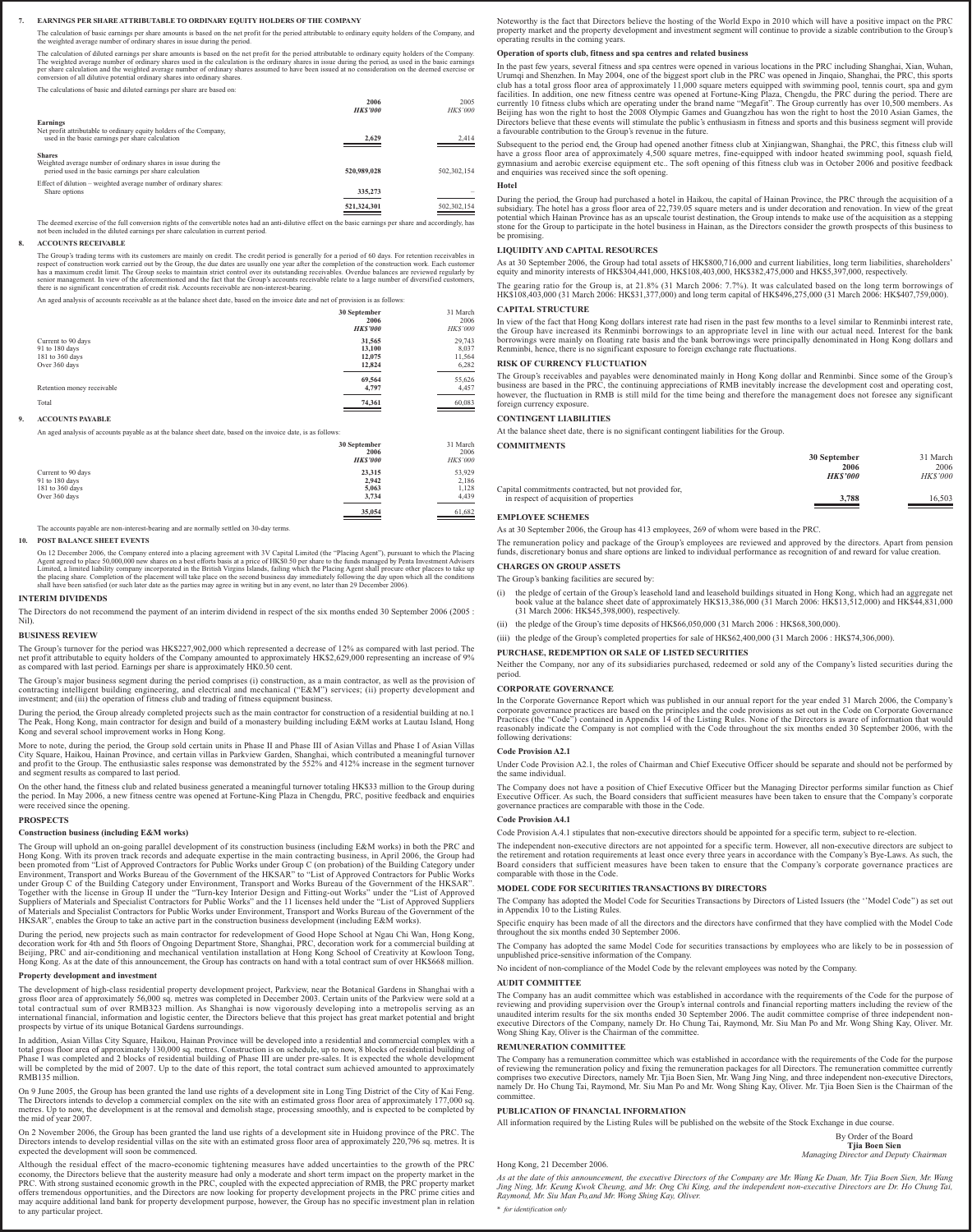## 7. EARNINGS PER SHARE ATTRIBUTABLE TO ORDINARY EQUITY HOLDERS OF THE COMPANY

The calculation of basic earnings per share amounts is based on the net profit for the period attributable to ordinary equity holders of the Company, and the weighted average number of ordinary shares in issue during the period.

The calculation of diluted earnings per share amounts is based on the net profit for the period attributable to ordinary equity holders of the Company. The weighted average number of ordinary shares used in the calculation is the ordinary shares in issue during the period, as used in the basic earnings per share calculation and the weighted average number of ordinary shares assumed to have been issued at no consideration on the deemed exercise or conversion of all dilutive potential ordinary shares into ordinary shares.

The calculations of basic and diluted earnings per share are based on:

| | 2006 | 2005 |
|---|---|---|
| | *HK$'000* | *HK$'000* |
| **Earnings** | | |
| Net profit attributable to ordinary equity holders of the Company, used in the basic earnings per share calculation | 2,629 | 2,414 |
| **Shares** | | |
| Weighted average number of ordinary shares in issue during the period used in the basic earnings per share calculation | 520,989,028 | 502,302,154 |
| Effect of dilution – weighted average number of ordinary shares: Share options | 335,273 | – |
| | 521,324,301 | 502,302,154 |

The deemed exercise of the full conversion rights of the convertible notes had an anti-dilutive effect on the basic earnings per share and accordingly, has not been included in the diluted earnings per share calculation in current period.

## 8. ACCOUNTS RECEIVABLE

The Group's trading terms with its customers are mainly on credit. The credit period is generally for a period of 60 days. For retention receivables in respect of construction work carried out by the Group, the due dates are usually one year after the completion of the construction work. Each customer has a maximum credit limit. The Group seeks to maintain strict control over its outstanding receivables. Overdue balances are reviewed regularly by senior management. In view of the aforementioned and the fact that the Group's accounts receivable relate to a large number of diversified customers, there is no significant concentration of credit risk. Accounts receivable are non-interest-bearing.

An aged analysis of accounts receivable as at the balance sheet date, based on the invoice date and net of provision is as follows:

| | 30 September 2006 | 31 March 2006 |
|---|---|---|
| | *HK$'000* | *HK$'000* |
| Current to 90 days | 31,565 | 29,743 |
| 91 to 180 days | 13,100 | 8,037 |
| 181 to 360 days | 12,075 | 11,564 |
| Over 360 days | 12,824 | 6,282 |
| | 69,564 | 55,626 |
| Retention money receivable | 4,797 | 4,457 |
| Total | 74,361 | 60,083 |

## 9. ACCOUNTS PAYABLE

An aged analysis of accounts payable as at the balance sheet date, based on the invoice date, is as follows:

| | 30 September 2006 | 31 March 2006 |
|---|---|---|
| | *HK$'000* | *HK$'000* |
| Current to 90 days | 23,315 | 53,929 |
| 91 to 180 days | 2,942 | 2,186 |
| 181 to 360 days | 5,063 | 1,128 |
| Over 360 days | 3,734 | 4,439 |
| | 35,054 | 61,682 |

The accounts payable are non-interest-bearing and are normally settled on 30-day terms.

## 10. POST BALANCE SHEET EVENTS

On 12 December 2006, the Company entered into a placing agreement with 3V Capital Limited (the "Placing Agent"), pursuant to which the Placing Agent agreed to place 50,000,000 new shares on a best efforts basis at a price of HK$0.50 per share to the funds managed by Penta Investment Advisers Limited, a limited liability company incorporated in the British Virgin Islands, failing which the Placing Agent shall procure other places to take up the placing share. Completion of the placement will take place on the second business day immediately following the day upon which all the conditions shall have been satisfied (or such later date as the parties may agree in writing but in any event, no later than 29 December 2006).

## INTERIM DIVIDENDS

The Directors do not recommend the payment of an interim dividend in respect of the six months ended 30 September 2006 (2005 : Nil).

## BUSINESS REVIEW

The Group's turnover for the period was HK$227,902,000 which represented a decrease of 12% as compared with last period. The net profit attributable to equity holders of the Company amounted to approximately HK$2,629,000 representing an increase of 9% as compared with last period. Earnings per share is approximately HK0.50 cent.

The Group's major business segment during the period comprises (i) construction, as a main contractor, as well as the provision of contracting intelligent building engineering, and electrical and mechanical ("E&M") services; (ii) property development and investment; and (iii) the operation of fitness club and trading of fitness equipment business.

During the period, the Group already completed projects such as the main contractor for construction of a residential building at no.1 The Peak, Hong Kong, main contractor for design and build of a monastery building including E&M works at Lautau Island, Hong Kong and several school improvement works in Hong Kong.

More to note, during the period, the Group sold certain units in Phase II and Phase III of Asian Villas and Phase I of Asian Villas City Square, Haikou, Hainan Province, and certain villas in Parkview Garden, Shanghai, which contributed a meaningful turnover and profit to the Group. The enthusiastic sales response was demonstrated by the 552% and 412% increase in the segment turnover and segment results as compared to last period.

On the other hand, the fitness club and related business generated a meaningful turnover totaling HK$33 million to the Group during the period. In May 2006, a new fitness centre was opened at Fortune-King Plaza in Chengdu, PRC, positive feedback and enquiries were received since the opening.

## PROSPECTS

### Construction business (including E&M works)

The Group will uphold an on-going parallel development of its construction business (including E&M works) in both the PRC and Hong Kong. With its proven track records and adequate expertise in the main contracting business, in April 2006, the Group had been promoted from "List of Approved Contractors for Public Works under Group C (on probation) of the Building Category under Environment, Transport and Works Bureau of the Government of the HKSAR" to "List of Approved Contractors for Public Works under Group C of the Building Category under Environment, Transport and Works Bureau of the Government of the HKSAR". Together with the license in Group II under the "Turn-key Interior Design and Fitting-out Works" under the "List of Approved Suppliers of Materials and Specialist Contractors for Public Works" and the 11 licenses held under the "List of Approved Suppliers of Materials and Specialist Contractors for Public Works under Environment, Transport and Works Bureau of the Government of the HKSAR", enables the Group to take an active part in the construction business development (including E&M works).

During the period, new projects such as main contractor for redevelopment of Good Hope School at Ngau Chi Wan, Hong Kong, decoration work for 4th and 5th floors of Ongoing Department Store, Shanghai, PRC, decoration work for a commercial building at Beijing, PRC and air-conditioning and mechanical ventilation installation at Hong Kong School of Creativity at Kowloon Tong, Hong Kong. As at the date of this announcement, the Group has contracts on hand with a total contract sum of over HK$668 million.

### Property development and investment

The development of high-class residential property development project, Parkview, near the Botanical Gardens in Shanghai with a gross floor area of approximately 56,000 sq. metres was completed in December 2003. Certain units of the Parkview were sold at a total contractual sum of over RMB323 million. As Shanghai is now vigorously developing into a metropolis serving as an international financial, information and logistic center, the Directors believe that this project has great market potential and bright prospects by virtue of its unique Botanical Gardens surroundings.

In addition, Asian Villas City Square, Haikou, Hainan Province will be developed into a residential and commercial complex with a total gross floor area of approximately 130,000 sq. metres. Construction is on schedule, up to now, 8 blocks of residential building of Phase I was completed and 2 blocks of residential building of Phase III are under pre-sales. It is expected the whole development will be completed by the mid of 2007. Up to the date of this report, the total contract sum achieved amounted to approximately RMB135 million.

On 9 June 2005, the Group has been granted the land use rights of a development site in Long Ting District of the City of Kai Feng. The Directors intends to develop a commercial complex on the site with an estimated gross floor area of approximately 177,000 sq. metres. Up to now, the development is at the removal and demolish stage, processing smoothly, and is expected to be completed by the mid of year 2007.

On 2 November 2006, the Group has been granted the land use rights of a development site in Huidong province of the PRC. The Directors intends to develop residential villas on the site with an estimated gross floor area of approximately 220,796 sq. metres. It is expected the development will soon be commenced.

Although the residual effect of the macro-economic tightening measures have added uncertainties to the growth of the PRC economy, the Directors believe that the austerity measure had only a moderate and short term impact on the property market in the PRC. With strong sustained economic growth in the PRC, coupled with the expected appreciation of RMB, the PRC property market offers tremendous opportunities, and the Directors are now looking for property development projects in the PRC prime cities and may acquire additional land bank for property development purpose, however, the Group has no specific investment plan in relation to any particular project.

Noteworthy is the fact that Directors believe the hosting of the World Expo in 2010 which will have a positive impact on the PRC property market and the property development and investment segment will continue to provide a sizable contribution to the Group's operating results in the coming years.

### Operation of sports club, fitness and spa centres and related business

In the past few years, several fitness and spa centres were opened in various locations in the PRC including Shanghai, Xian, Wuhan, Urumqi and Shenzhen. In May 2004, one of the biggest sport club in the PRC was opened in Jinqiao, Shanghai, the PRC, this sports club has a total gross floor area of approximately 11,000 square meters equipped with swimming pool, tennis court, spa and gym facilities. In addition, one new fitness centre was opened at Fortune-King Plaza, Chengdu, the PRC during the period. There are currently 10 fitness clubs which are operating under the brand name "Megafit". The Group currently has over 10,500 members. As Beijing has won the right to host the 2008 Olympic Games and Guangzhou has won the right to host the 2010 Asian Games, the Directors believe that these events will stimulate the public's enthusiasm in fitness and sports and this business segment will provide a favourable contribution to the Group's revenue in the future.

Subsequent to the period end, the Group had opened another fitness club at Xinjiangwan, Shanghai, the PRC, this fitness club will have a gross floor area of approximately 4,500 square metres, fine-equipped with indoor heated swimming pool, squash field, gymnasium and aerobic exercise equipment etc.. The soft opening of this fitness club was in October 2006 and positive feedback and enquiries was received since the soft opening.

### Hotel

During the period, the Group had purchased a hotel in Haikou, the capital of Hainan Province, the PRC through the acquisition of a subsidiary. The hotel has a gross floor area of 22,739.05 square meters and is under decoration and renovation. In view of the great potential which Hainan Province has as an upscale tourist destination, the Group intends to make use of the acquisition as a stepping stone for the Group to participate in the hotel business in Hainan, as the Directors consider the growth prospects of this business to be promising.

## LIQUIDITY AND CAPITAL RESOURCES

As at 30 September 2006, the Group had total assets of HK$800,716,000 and current liabilities, long term liabilities, shareholders' equity and minority interests of HK$304,441,000, HK$108,403,000, HK$382,475,000 and HK$5,397,000, respectively.

The gearing ratio for the Group is, at 21.8% (31 March 2006: 7.7%). It was calculated based on the long term borrowings of HK$108,403,000 (31 March 2006: HK$31,377,000) and long term capital of HK$496,275,000 (31 March 2006: HK$407,759,000).

## CAPITAL STRUCTURE

In view of the fact that Hong Kong dollars interest rate had risen in the past few months to a level similar to Renminbi interest rate, the Group have increased its Renminbi borrowings to an appropriate level in line with our actual need. Interest for the bank borrowings were mainly on floating rate basis and the bank borrowings were principally denominated in Hong Kong dollars and Renminbi, hence, there is no significant exposure to foreign exchange rate fluctuations.

## RISK OF CURRENCY FLUCTUATION

The Group's receivables and payables were denominated mainly in Hong Kong dollar and Renminbi. Since some of the Group's business are based in the PRC, the continuing appreciations of RMB inevitably increase the development cost and operating cost, however, the fluctuation in RMB is still mild for the time being and therefore the management does not foresee any significant foreign currency exposure.

## CONTINGENT LIABILITIES

At the balance sheet date, there is no significant contingent liabilities for the Group.

## COMMITMENTS

| | 30 September 2006 | 31 March 2006 |
|---|---|---|
| | *HK$'000* | *HK$'000* |
| Capital commitments contracted, but not provided for, in respect of acquisition of properties | 3,788 | 16,503 |

## EMPLOYEE SCHEMES

As at 30 September 2006, the Group has 413 employees, 269 of whom were based in the PRC.

The remuneration policy and package of the Group's employees are reviewed and approved by the directors. Apart from pension funds, discretionary bonus and share options are linked to individual performance as recognition of and reward for value creation.

## CHARGES ON GROUP ASSETS

The Group's banking facilities are secured by:

(i) the pledge of certain of the Group's leasehold land and leasehold buildings situated in Hong Kong, which had an aggregate net book value at the balance sheet date of approximately HK$13,386,000 (31 March 2006: HK$13,512,000) and HK$44,831,000 (31 March 2006: HK$45,398,000), respectively.

(ii) the pledge of the Group's time deposits of HK$66,050,000 (31 March 2006 : HK$68,300,000).

(iii) the pledge of the Group's completed properties for sale of HK$62,400,000 (31 March 2006 : HK$74,306,000).

## PURCHASE, REDEMPTION OR SALE OF LISTED SECURITIES

Neither the Company, nor any of its subsidiaries purchased, redeemed or sold any of the Company's listed securities during the period.

## CORPORATE GOVERNANCE

In the Corporate Governance Report which was published in our annual report for the year ended 31 March 2006, the Company's corporate governance practices are based on the principles and the code provisions as set out in the Code on Corporate Governance Practices (the "Code") contained in Appendix 14 of the Listing Rules. None of the Directors is aware of information that would reasonably indicate the Company is not complied with the Code throughout the six months ended 30 September 2006, with the following derivations:

### Code Provision A2.1

Under Code Provision A2.1, the roles of Chairman and Chief Executive Officer should be separate and should not be performed by the same individual.

The Company does not have a position of Chief Executive Officer but the Managing Director performs similar function as Chief Executive Officer. As such, the Board considers that sufficient measures have been taken to ensure that the Company's corporate governance practices are comparable with those in the Code.

### Code Provision A4.1

Code Provision A.4.1 stipulates that non-executive directors should be appointed for a specific term, subject to re-election.

The independent non-executive directors are not appointed for a specific term. However, all non-executive directors are subject to the retirement and rotation requirements at least once every three years in accordance with the Company's Bye-Laws. As such, the Board considers that sufficient measures have been taken to ensure that the Company's corporate governance practices are comparable with those in the Code.

## MODEL CODE FOR SECURITIES TRANSACTIONS BY DIRECTORS

The Company has adopted the Model Code for Securities Transactions by Directors of Listed Issuers (the ''Model Code") as set out in Appendix 10 to the Listing Rules.

Specific enquiry has been made of all the directors and the directors have confirmed that they have complied with the Model Code throughout the six months ended 30 September 2006.

The Company has adopted the same Model Code for securities transactions by employees who are likely to be in possession of unpublished price-sensitive information of the Company.

No incident of non-compliance of the Model Code by the relevant employees was noted by the Company.

## AUDIT COMMITTEE

The Company has an audit committee which was established in accordance with the requirements of the Code for the purpose of reviewing and providing supervision over the Group's internal controls and financial reporting matters including the review of the unaudited interim results for the six months ended 30 September 2006. The audit committee comprise of three independent non-executive Directors of the Company, namely Dr. Ho Chung Tai, Raymond, Mr. Siu Man Po and Mr. Wong Shing Kay, Oliver. Mr. Wong Shing Kay, Oliver is the Chairman of the committee.

## REMUNERATION COMMITTEE

The Company has a remuneration committee which was established in accordance with the requirements of the Code for the purpose of reviewing the remuneration policy and fixing the remuneration packages for all Directors. The remuneration committee currently comprises two executive Directors, namely Mr. Tjia Boen Sien, Mr. Wang Jing Ning, and three independent non-executive Directors, namely Dr. Ho Chung Tai, Raymond, Mr. Siu Man Po and Mr. Wong Shing Kay, Oliver. Mr. Tjia Boen Sien is the Chairman of the committee.

## PUBLICATION OF FINANCIAL INFORMATION

All information required by the Listing Rules will be published on the website of the Stock Exchange in due course.

By Order of the Board
**Tjia Boen Sien**
*Managing Director and Deputy Chairman*

Hong Kong, 21 December 2006.

*As at the date of this announcement, the executive Directors of the Company are Mr. Wang Ke Duan, Mr. Tjia Boen Sien, Mr. Wang Jing Ning, Mr. Keung Kwok Cheung, and Mr. Ong Chi King, and the independent non-executive Directors are Dr. Ho Chung Tai, Raymond, Mr. Siu Man Po,and Mr. Wong Shing Kay, Oliver.*

\* *for identification only*